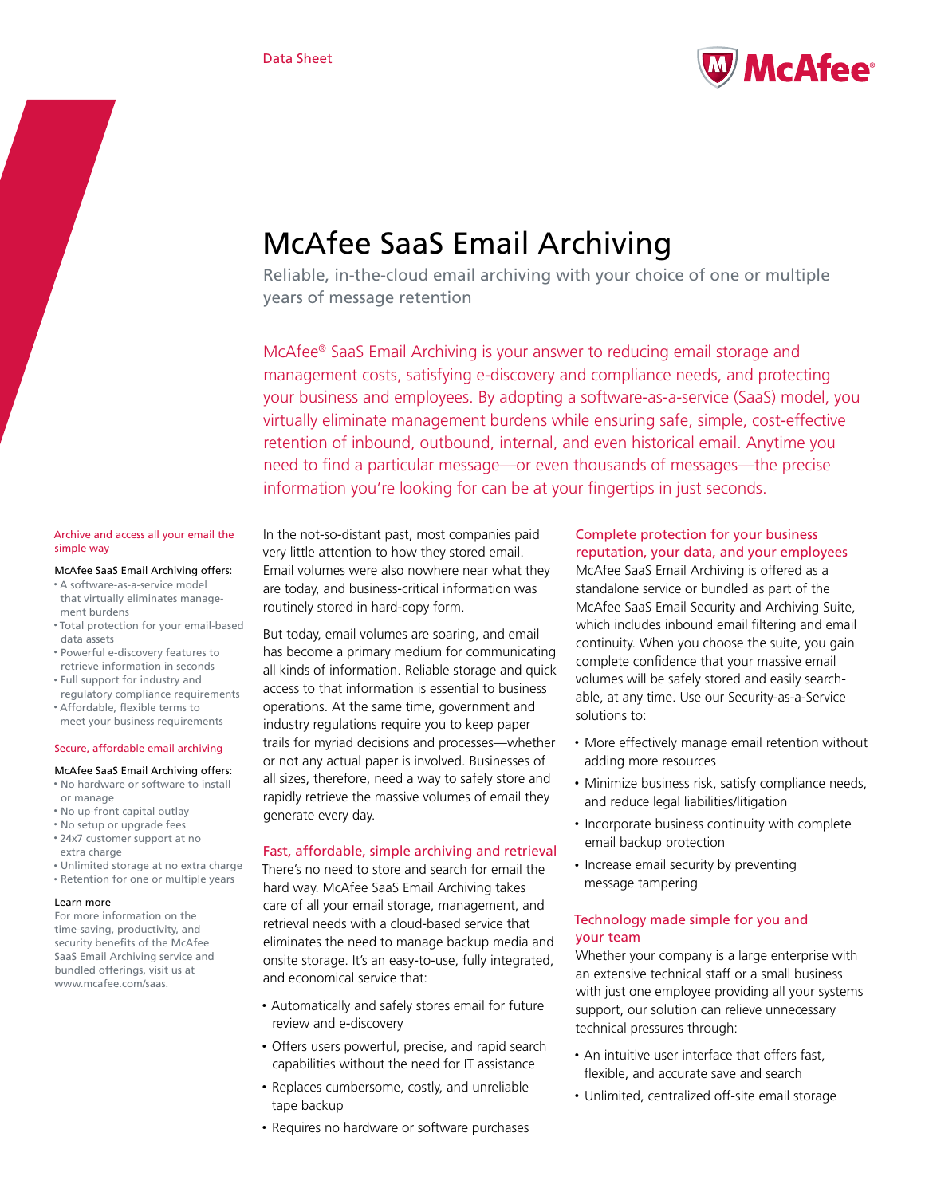Data Sheet

# McAfee SaaS Email Archiving

Reliable, in-the-cloud email archiving with your choice of one or multiple years of message retention

McAfee® SaaS Email Archiving is your answer to reducing email storage and management costs, satisfying e-discovery and compliance needs, and protecting your business and employees. By adopting a software-as-a-service (SaaS) model, you virtually eliminate management burdens while ensuring safe, simple, cost-effective retention of inbound, outbound, internal, and even historical email. Anytime you need to find a particular message—or even thousands of messages—the precise information you're looking for can be at your fingertips in just seconds.

In the not-so-distant past, most companies paid very little attention to how they stored email. Email volumes were also nowhere near what they are today, and business-critical information was routinely stored in hard-copy form.

But today, email volumes are soaring, and email has become a primary medium for communicating all kinds of information. Reliable storage and quick access to that information is essential to business operations. At the same time, government and industry regulations require you to keep paper trails for myriad decisions and processes—whether or not any actual paper is involved. Businesses of all sizes, therefore, need a way to safely store and rapidly retrieve the massive volumes of email they generate every day.

## Fast, affordable, simple archiving and retrieval

There's no need to store and search for email the hard way. McAfee SaaS Email Archiving takes care of all your email storage, management, and retrieval needs with a cloud-based service that eliminates the need to manage backup media and onsite storage. It's an easy-to-use, fully integrated, and economical service that:

- Automatically and safely stores email for future review and e-discovery
- Offers users powerful, precise, and rapid search capabilities without the need for IT assistance
- Replaces cumbersome, costly, and unreliable tape backup
- Requires no hardware or software purchases

## Complete protection for your business reputation, your data, and your employees

McAfee SaaS Email Archiving is offered as a standalone service or bundled as part of the McAfee SaaS Email Security and Archiving Suite, which includes inbound email filtering and email continuity. When you choose the suite, you gain complete confidence that your massive email volumes will be safely stored and easily searchable, at any time. Use our Security-as-a-Service solutions to:

- More effectively manage email retention without adding more resources
- Minimize business risk, satisfy compliance needs, and reduce legal liabilities/litigation
- Incorporate business continuity with complete email backup protection
- Increase email security by preventing message tampering

## Technology made simple for you and your team

Whether your company is a large enterprise with an extensive technical staff or a small business with just one employee providing all your systems support, our solution can relieve unnecessary technical pressures through:

- An intuitive user interface that offers fast, flexible, and accurate save and search
- Unlimited, centralized off-site email storage

### Archive and access all your email the simple way

McAfee SaaS Email Archiving offers:

- A software-as-a-service model that virtually eliminates management burdens
- Total protection for your email-based data assets
- Powerful e-discovery features to retrieve information in seconds
- Full support for industry and regulatory compliance requirements
- Affordable, flexible terms to meet your business requirements

### Secure, affordable email archiving

McAfee SaaS Email Archiving offers:

- No hardware or software to install or manage
- No up-front capital outlay
- No setup or upgrade fees
- 24x7 customer support at no extra charge
- Unlimited storage at no extra charge
- Retention for one or multiple years

### Learn more

For more information on the time-saving, productivity, and security benefits of the McAfee SaaS Email Archiving service and bundled offerings, visit us at www.mcafee.com/saas.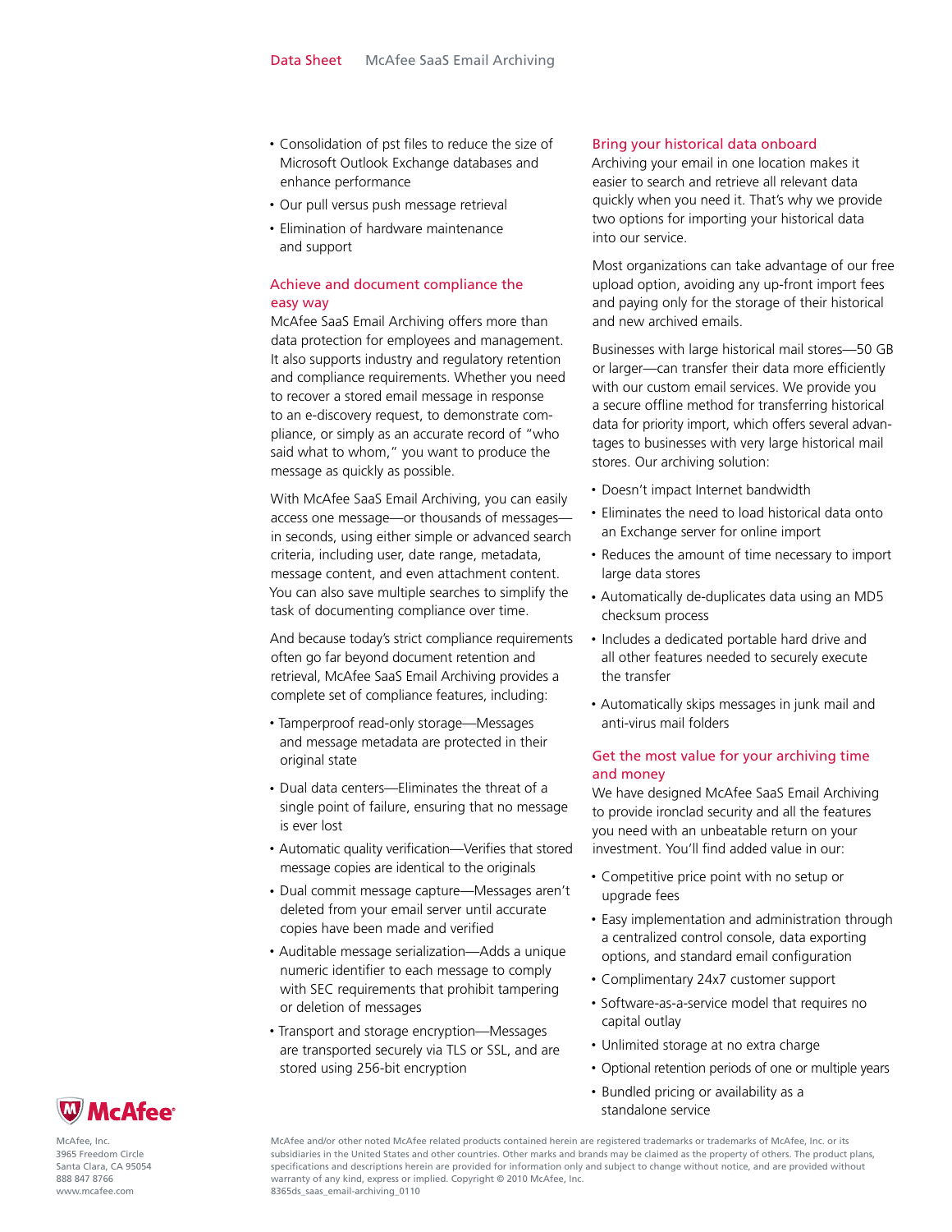- Consolidation of pst files to reduce the size of Microsoft Outlook Exchange databases and enhance performance
- Our pull versus push message retrieval
- Elimination of hardware maintenance and support

## Achieve and document compliance the easy way

McAfee SaaS Email Archiving offers more than data protection for employees and management. It also supports industry and regulatory retention and compliance requirements. Whether you need to recover a stored email message in response to an e-discovery request, to demonstrate compliance, or simply as an accurate record of "who said what to whom," you want to produce the message as quickly as possible.

With McAfee SaaS Email Archiving, you can easily access one message—or thousands of messages—in seconds, using either simple or advanced search criteria, including user, date range, metadata, message content, and even attachment content. You can also save multiple searches to simplify the task of documenting compliance over time.

And because today's strict compliance requirements often go far beyond document retention and retrieval, McAfee SaaS Email Archiving provides a complete set of compliance features, including:

- Tamperproof read-only storage—Messages and message metadata are protected in their original state
- Dual data centers—Eliminates the threat of a single point of failure, ensuring that no message is ever lost
- Automatic quality verification—Verifies that stored message copies are identical to the originals
- Dual commit message capture—Messages aren't deleted from your email server until accurate copies have been made and verified
- Auditable message serialization—Adds a unique numeric identifier to each message to comply with SEC requirements that prohibit tampering or deletion of messages
- Transport and storage encryption—Messages are transported securely via TLS or SSL, and are stored using 256-bit encryption

## Bring your historical data onboard

Archiving your email in one location makes it easier to search and retrieve all relevant data quickly when you need it. That's why we provide two options for importing your historical data into our service.

Most organizations can take advantage of our free upload option, avoiding any up-front import fees and paying only for the storage of their historical and new archived emails.

Businesses with large historical mail stores—50 GB or larger—can transfer their data more efficiently with our custom email services. We provide you a secure offline method for transferring historical data for priority import, which offers several advantages to businesses with very large historical mail stores. Our archiving solution:

- Doesn't impact Internet bandwidth
- Eliminates the need to load historical data onto an Exchange server for online import
- Reduces the amount of time necessary to import large data stores
- Automatically de-duplicates data using an MD5 checksum process
- Includes a dedicated portable hard drive and all other features needed to securely execute the transfer
- Automatically skips messages in junk mail and anti-virus mail folders

## Get the most value for your archiving time and money

We have designed McAfee SaaS Email Archiving to provide ironclad security and all the features you need with an unbeatable return on your investment. You'll find added value in our:

- Competitive price point with no setup or upgrade fees
- Easy implementation and administration through a centralized control console, data exporting options, and standard email configuration
- Complimentary 24x7 customer support
- Software-as-a-service model that requires no capital outlay
- Unlimited storage at no extra charge
- Optional retention periods of one or multiple years
- Bundled pricing or availability as a standalone service

McAfee, Inc.
3965 Freedom Circle
Santa Clara, CA 95054
888 847 8766
www.mcafee.com

McAfee and/or other noted McAfee related products contained herein are registered trademarks or trademarks of McAfee, Inc. or its subsidiaries in the United States and other countries. Other marks and brands may be claimed as the property of others. The product plans, specifications and descriptions herein are provided for information only and subject to change without notice, and are provided without warranty of any kind, express or implied. Copyright © 2010 McAfee, Inc.
8365ds_saas_email-archiving_0110